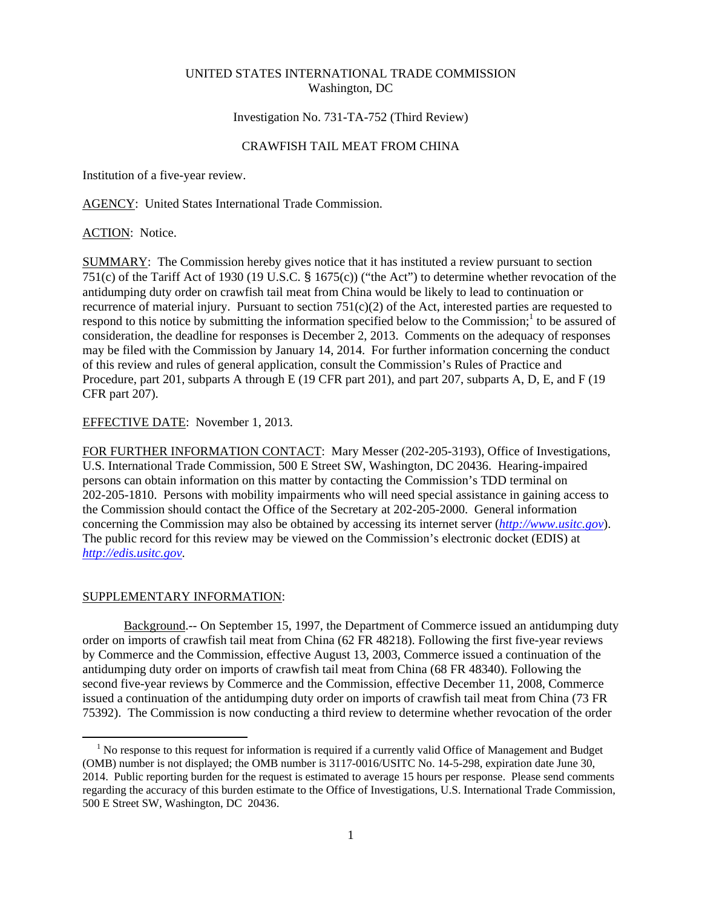UNITED STATES INTERNATIONAL TRADE COMMISSION
Washington, DC

Investigation No. 731-TA-752 (Third Review)

CRAWFISH TAIL MEAT FROM CHINA

Institution of a five-year review.

AGENCY: United States International Trade Commission.

ACTION: Notice.

SUMMARY: The Commission hereby gives notice that it has instituted a review pursuant to section 751(c) of the Tariff Act of 1930 (19 U.S.C. § 1675(c)) ("the Act") to determine whether revocation of the antidumping duty order on crawfish tail meat from China would be likely to lead to continuation or recurrence of material injury. Pursuant to section 751(c)(2) of the Act, interested parties are requested to respond to this notice by submitting the information specified below to the Commission;[1] to be assured of consideration, the deadline for responses is December 2, 2013. Comments on the adequacy of responses may be filed with the Commission by January 14, 2014. For further information concerning the conduct of this review and rules of general application, consult the Commission's Rules of Practice and Procedure, part 201, subparts A through E (19 CFR part 201), and part 207, subparts A, D, E, and F (19 CFR part 207).

EFFECTIVE DATE: November 1, 2013.

FOR FURTHER INFORMATION CONTACT: Mary Messer (202-205-3193), Office of Investigations, U.S. International Trade Commission, 500 E Street SW, Washington, DC 20436. Hearing-impaired persons can obtain information on this matter by contacting the Commission's TDD terminal on 202-205-1810. Persons with mobility impairments who will need special assistance in gaining access to the Commission should contact the Office of the Secretary at 202-205-2000. General information concerning the Commission may also be obtained by accessing its internet server (*http://www.usitc.gov*). The public record for this review may be viewed on the Commission's electronic docket (EDIS) at *http://edis.usitc.gov*.

SUPPLEMENTARY INFORMATION:

Background.-- On September 15, 1997, the Department of Commerce issued an antidumping duty order on imports of crawfish tail meat from China (62 FR 48218). Following the first five-year reviews by Commerce and the Commission, effective August 13, 2003, Commerce issued a continuation of the antidumping duty order on imports of crawfish tail meat from China (68 FR 48340). Following the second five-year reviews by Commerce and the Commission, effective December 11, 2008, Commerce issued a continuation of the antidumping duty order on imports of crawfish tail meat from China (73 FR 75392). The Commission is now conducting a third review to determine whether revocation of the order

[1] No response to this request for information is required if a currently valid Office of Management and Budget (OMB) number is not displayed; the OMB number is 3117-0016/USITC No. 14-5-298, expiration date June 30, 2014. Public reporting burden for the request is estimated to average 15 hours per response. Please send comments regarding the accuracy of this burden estimate to the Office of Investigations, U.S. International Trade Commission, 500 E Street SW, Washington, DC 20436.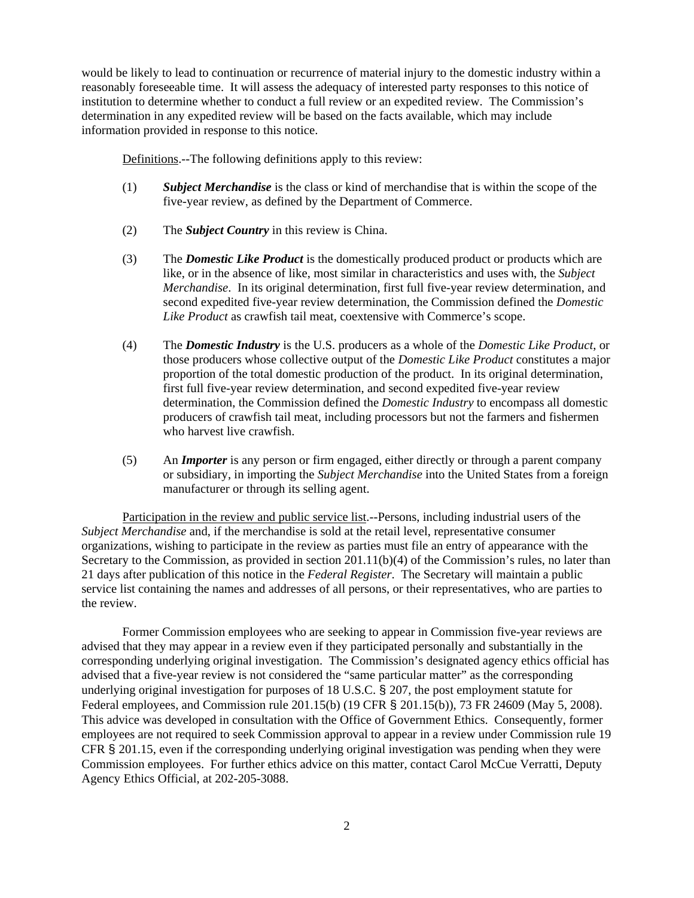would be likely to lead to continuation or recurrence of material injury to the domestic industry within a reasonably foreseeable time. It will assess the adequacy of interested party responses to this notice of institution to determine whether to conduct a full review or an expedited review. The Commission's determination in any expedited review will be based on the facts available, which may include information provided in response to this notice.

Definitions.--The following definitions apply to this review:

(1) ***Subject Merchandise*** is the class or kind of merchandise that is within the scope of the five-year review, as defined by the Department of Commerce.

(2) The ***Subject Country*** in this review is China.

(3) The ***Domestic Like Product*** is the domestically produced product or products which are like, or in the absence of like, most similar in characteristics and uses with, the *Subject Merchandise*. In its original determination, first full five-year review determination, and second expedited five-year review determination, the Commission defined the *Domestic Like Product* as crawfish tail meat, coextensive with Commerce's scope.

(4) The ***Domestic Industry*** is the U.S. producers as a whole of the *Domestic Like Product*, or those producers whose collective output of the *Domestic Like Product* constitutes a major proportion of the total domestic production of the product. In its original determination, first full five-year review determination, and second expedited five-year review determination, the Commission defined the *Domestic Industry* to encompass all domestic producers of crawfish tail meat, including processors but not the farmers and fishermen who harvest live crawfish.

(5) An ***Importer*** is any person or firm engaged, either directly or through a parent company or subsidiary, in importing the *Subject Merchandise* into the United States from a foreign manufacturer or through its selling agent.

Participation in the review and public service list.--Persons, including industrial users of the *Subject Merchandise* and, if the merchandise is sold at the retail level, representative consumer organizations, wishing to participate in the review as parties must file an entry of appearance with the Secretary to the Commission, as provided in section 201.11(b)(4) of the Commission's rules, no later than 21 days after publication of this notice in the *Federal Register*. The Secretary will maintain a public service list containing the names and addresses of all persons, or their representatives, who are parties to the review.

Former Commission employees who are seeking to appear in Commission five-year reviews are advised that they may appear in a review even if they participated personally and substantially in the corresponding underlying original investigation. The Commission's designated agency ethics official has advised that a five-year review is not considered the "same particular matter" as the corresponding underlying original investigation for purposes of 18 U.S.C. § 207, the post employment statute for Federal employees, and Commission rule 201.15(b) (19 CFR § 201.15(b)), 73 FR 24609 (May 5, 2008). This advice was developed in consultation with the Office of Government Ethics. Consequently, former employees are not required to seek Commission approval to appear in a review under Commission rule 19 CFR § 201.15, even if the corresponding underlying original investigation was pending when they were Commission employees. For further ethics advice on this matter, contact Carol McCue Verratti, Deputy Agency Ethics Official, at 202-205-3088.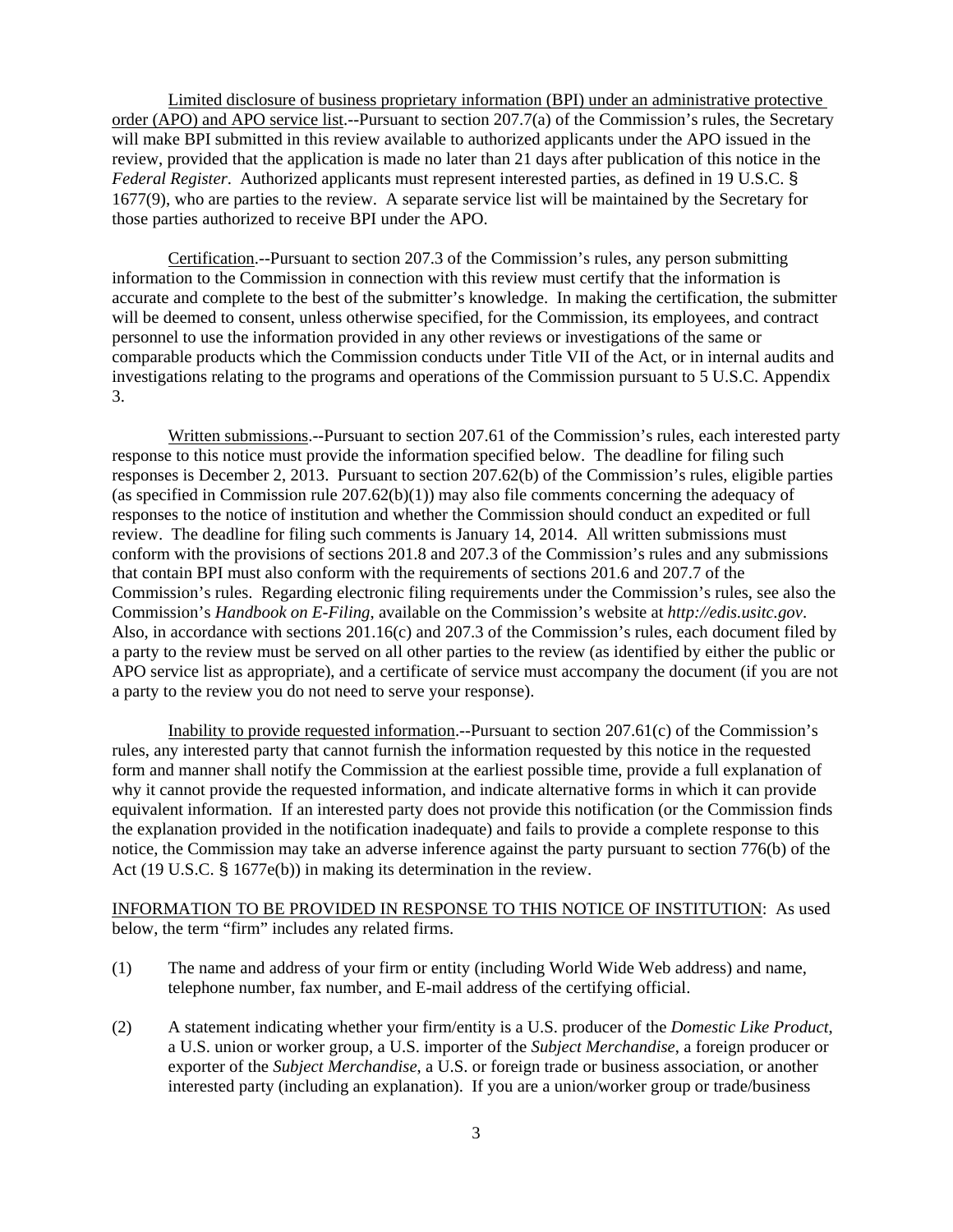Limited disclosure of business proprietary information (BPI) under an administrative protective order (APO) and APO service list.--Pursuant to section 207.7(a) of the Commission's rules, the Secretary will make BPI submitted in this review available to authorized applicants under the APO issued in the review, provided that the application is made no later than 21 days after publication of this notice in the *Federal Register*. Authorized applicants must represent interested parties, as defined in 19 U.S.C. § 1677(9), who are parties to the review. A separate service list will be maintained by the Secretary for those parties authorized to receive BPI under the APO.

Certification.--Pursuant to section 207.3 of the Commission's rules, any person submitting information to the Commission in connection with this review must certify that the information is accurate and complete to the best of the submitter's knowledge. In making the certification, the submitter will be deemed to consent, unless otherwise specified, for the Commission, its employees, and contract personnel to use the information provided in any other reviews or investigations of the same or comparable products which the Commission conducts under Title VII of the Act, or in internal audits and investigations relating to the programs and operations of the Commission pursuant to 5 U.S.C. Appendix 3.

Written submissions.--Pursuant to section 207.61 of the Commission's rules, each interested party response to this notice must provide the information specified below. The deadline for filing such responses is December 2, 2013. Pursuant to section 207.62(b) of the Commission's rules, eligible parties (as specified in Commission rule 207.62(b)(1)) may also file comments concerning the adequacy of responses to the notice of institution and whether the Commission should conduct an expedited or full review. The deadline for filing such comments is January 14, 2014. All written submissions must conform with the provisions of sections 201.8 and 207.3 of the Commission's rules and any submissions that contain BPI must also conform with the requirements of sections 201.6 and 207.7 of the Commission's rules. Regarding electronic filing requirements under the Commission's rules, see also the Commission's *Handbook on E-Filing*, available on the Commission's website at *http://edis.usitc.gov*. Also, in accordance with sections 201.16(c) and 207.3 of the Commission's rules, each document filed by a party to the review must be served on all other parties to the review (as identified by either the public or APO service list as appropriate), and a certificate of service must accompany the document (if you are not a party to the review you do not need to serve your response).

Inability to provide requested information.--Pursuant to section 207.61(c) of the Commission's rules, any interested party that cannot furnish the information requested by this notice in the requested form and manner shall notify the Commission at the earliest possible time, provide a full explanation of why it cannot provide the requested information, and indicate alternative forms in which it can provide equivalent information. If an interested party does not provide this notification (or the Commission finds the explanation provided in the notification inadequate) and fails to provide a complete response to this notice, the Commission may take an adverse inference against the party pursuant to section 776(b) of the Act (19 U.S.C. § 1677e(b)) in making its determination in the review.

INFORMATION TO BE PROVIDED IN RESPONSE TO THIS NOTICE OF INSTITUTION: As used below, the term "firm" includes any related firms.

(1) The name and address of your firm or entity (including World Wide Web address) and name, telephone number, fax number, and E-mail address of the certifying official.

(2) A statement indicating whether your firm/entity is a U.S. producer of the *Domestic Like Product*, a U.S. union or worker group, a U.S. importer of the *Subject Merchandise*, a foreign producer or exporter of the *Subject Merchandise*, a U.S. or foreign trade or business association, or another interested party (including an explanation). If you are a union/worker group or trade/business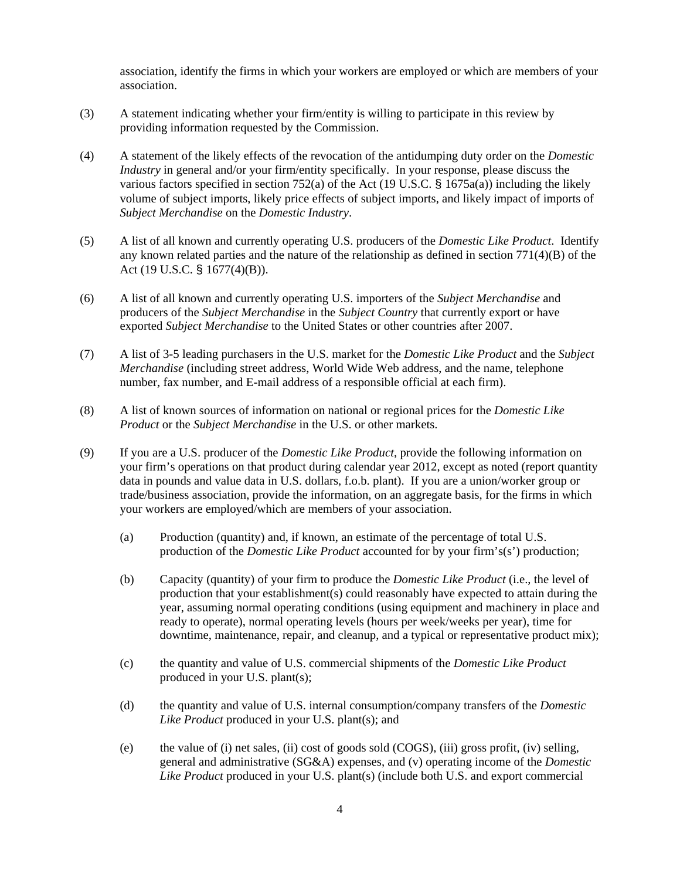association, identify the firms in which your workers are employed or which are members of your association.

(3) A statement indicating whether your firm/entity is willing to participate in this review by providing information requested by the Commission.

(4) A statement of the likely effects of the revocation of the antidumping duty order on the *Domestic Industry* in general and/or your firm/entity specifically. In your response, please discuss the various factors specified in section 752(a) of the Act (19 U.S.C. § 1675a(a)) including the likely volume of subject imports, likely price effects of subject imports, and likely impact of imports of *Subject Merchandise* on the *Domestic Industry*.

(5) A list of all known and currently operating U.S. producers of the *Domestic Like Product*. Identify any known related parties and the nature of the relationship as defined in section 771(4)(B) of the Act (19 U.S.C. § 1677(4)(B)).

(6) A list of all known and currently operating U.S. importers of the *Subject Merchandise* and producers of the *Subject Merchandise* in the *Subject Country* that currently export or have exported *Subject Merchandise* to the United States or other countries after 2007.

(7) A list of 3-5 leading purchasers in the U.S. market for the *Domestic Like Product* and the *Subject Merchandise* (including street address, World Wide Web address, and the name, telephone number, fax number, and E-mail address of a responsible official at each firm).

(8) A list of known sources of information on national or regional prices for the *Domestic Like Product* or the *Subject Merchandise* in the U.S. or other markets.

(9) If you are a U.S. producer of the *Domestic Like Product*, provide the following information on your firm's operations on that product during calendar year 2012, except as noted (report quantity data in pounds and value data in U.S. dollars, f.o.b. plant). If you are a union/worker group or trade/business association, provide the information, on an aggregate basis, for the firms in which your workers are employed/which are members of your association.

    (a) Production (quantity) and, if known, an estimate of the percentage of total U.S. production of the *Domestic Like Product* accounted for by your firm's(s') production;

    (b) Capacity (quantity) of your firm to produce the *Domestic Like Product* (i.e., the level of production that your establishment(s) could reasonably have expected to attain during the year, assuming normal operating conditions (using equipment and machinery in place and ready to operate), normal operating levels (hours per week/weeks per year), time for downtime, maintenance, repair, and cleanup, and a typical or representative product mix);

    (c) the quantity and value of U.S. commercial shipments of the *Domestic Like Product* produced in your U.S. plant(s);

    (d) the quantity and value of U.S. internal consumption/company transfers of the *Domestic Like Product* produced in your U.S. plant(s); and

    (e) the value of (i) net sales, (ii) cost of goods sold (COGS), (iii) gross profit, (iv) selling, general and administrative (SG&A) expenses, and (v) operating income of the *Domestic Like Product* produced in your U.S. plant(s) (include both U.S. and export commercial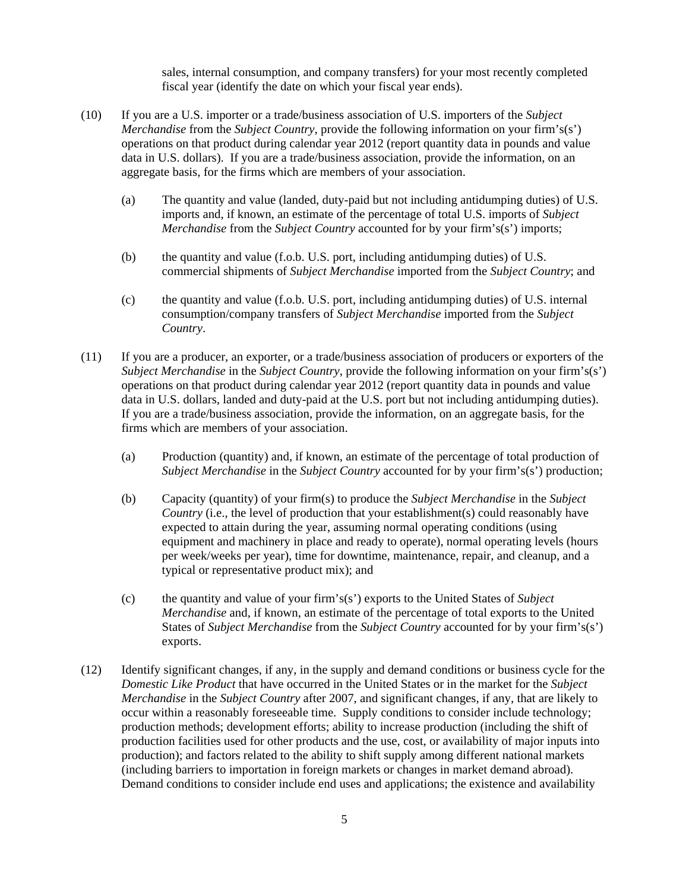sales, internal consumption, and company transfers) for your most recently completed fiscal year (identify the date on which your fiscal year ends).

(10) If you are a U.S. importer or a trade/business association of U.S. importers of the *Subject Merchandise* from the *Subject Country*, provide the following information on your firm's(s') operations on that product during calendar year 2012 (report quantity data in pounds and value data in U.S. dollars). If you are a trade/business association, provide the information, on an aggregate basis, for the firms which are members of your association.

> (a) The quantity and value (landed, duty-paid but not including antidumping duties) of U.S. imports and, if known, an estimate of the percentage of total U.S. imports of *Subject Merchandise* from the *Subject Country* accounted for by your firm's(s') imports;
>
> (b) the quantity and value (f.o.b. U.S. port, including antidumping duties) of U.S. commercial shipments of *Subject Merchandise* imported from the *Subject Country*; and
>
> (c) the quantity and value (f.o.b. U.S. port, including antidumping duties) of U.S. internal consumption/company transfers of *Subject Merchandise* imported from the *Subject Country*.

(11) If you are a producer, an exporter, or a trade/business association of producers or exporters of the *Subject Merchandise* in the *Subject Country*, provide the following information on your firm's(s') operations on that product during calendar year 2012 (report quantity data in pounds and value data in U.S. dollars, landed and duty-paid at the U.S. port but not including antidumping duties). If you are a trade/business association, provide the information, on an aggregate basis, for the firms which are members of your association.

> (a) Production (quantity) and, if known, an estimate of the percentage of total production of *Subject Merchandise* in the *Subject Country* accounted for by your firm's(s') production;
>
> (b) Capacity (quantity) of your firm(s) to produce the *Subject Merchandise* in the *Subject Country* (i.e., the level of production that your establishment(s) could reasonably have expected to attain during the year, assuming normal operating conditions (using equipment and machinery in place and ready to operate), normal operating levels (hours per week/weeks per year), time for downtime, maintenance, repair, and cleanup, and a typical or representative product mix); and
>
> (c) the quantity and value of your firm's(s') exports to the United States of *Subject Merchandise* and, if known, an estimate of the percentage of total exports to the United States of *Subject Merchandise* from the *Subject Country* accounted for by your firm's(s') exports.

(12) Identify significant changes, if any, in the supply and demand conditions or business cycle for the *Domestic Like Product* that have occurred in the United States or in the market for the *Subject Merchandise* in the *Subject Country* after 2007, and significant changes, if any, that are likely to occur within a reasonably foreseeable time. Supply conditions to consider include technology; production methods; development efforts; ability to increase production (including the shift of production facilities used for other products and the use, cost, or availability of major inputs into production); and factors related to the ability to shift supply among different national markets (including barriers to importation in foreign markets or changes in market demand abroad). Demand conditions to consider include end uses and applications; the existence and availability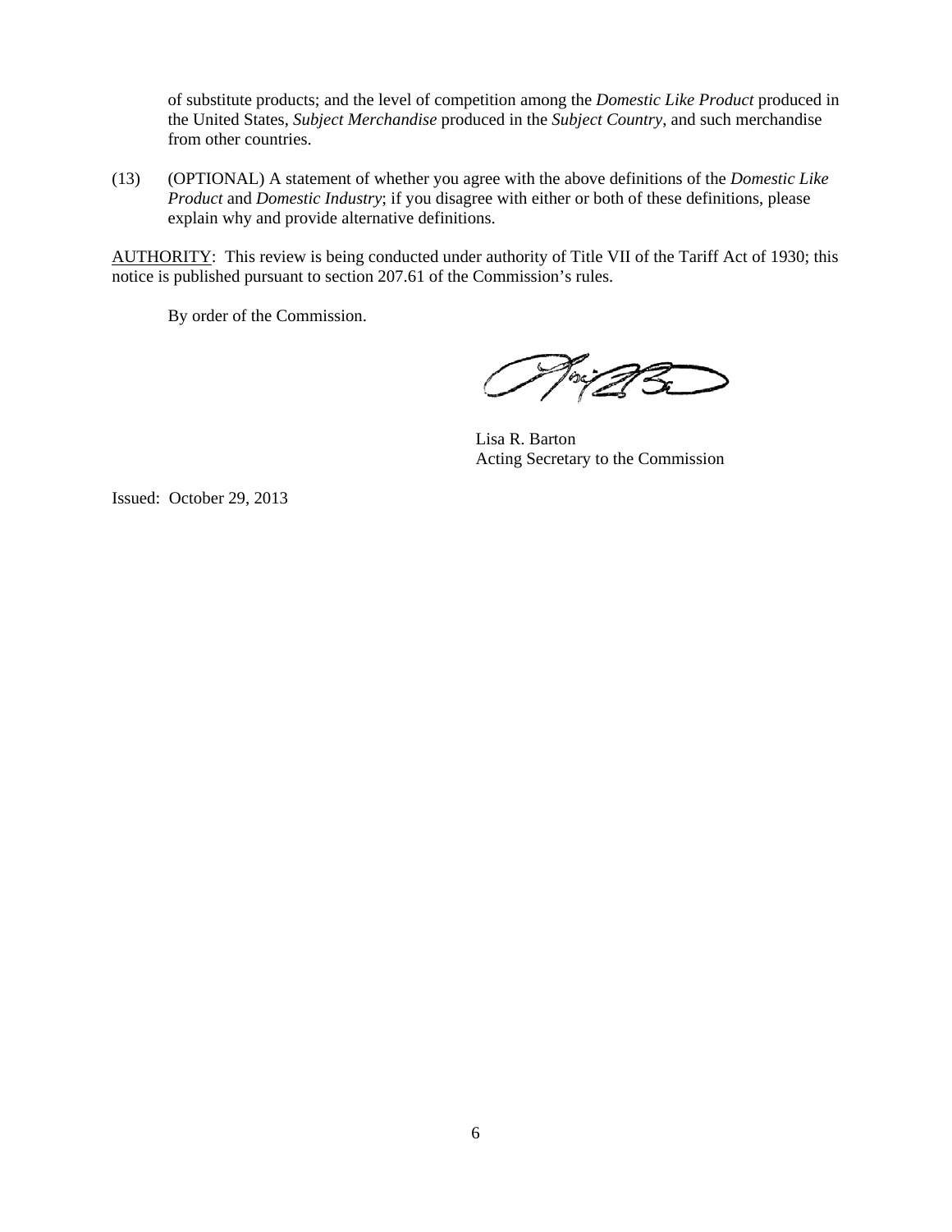of substitute products; and the level of competition among the *Domestic Like Product* produced in the United States, *Subject Merchandise* produced in the *Subject Country*, and such merchandise from other countries.

(13) (OPTIONAL) A statement of whether you agree with the above definitions of the *Domestic Like Product* and *Domestic Industry*; if you disagree with either or both of these definitions, please explain why and provide alternative definitions.

AUTHORITY: This review is being conducted under authority of Title VII of the Tariff Act of 1930; this notice is published pursuant to section 207.61 of the Commission's rules.

By order of the Commission.

Lisa R. Barton
Acting Secretary to the Commission

Issued: October 29, 2013